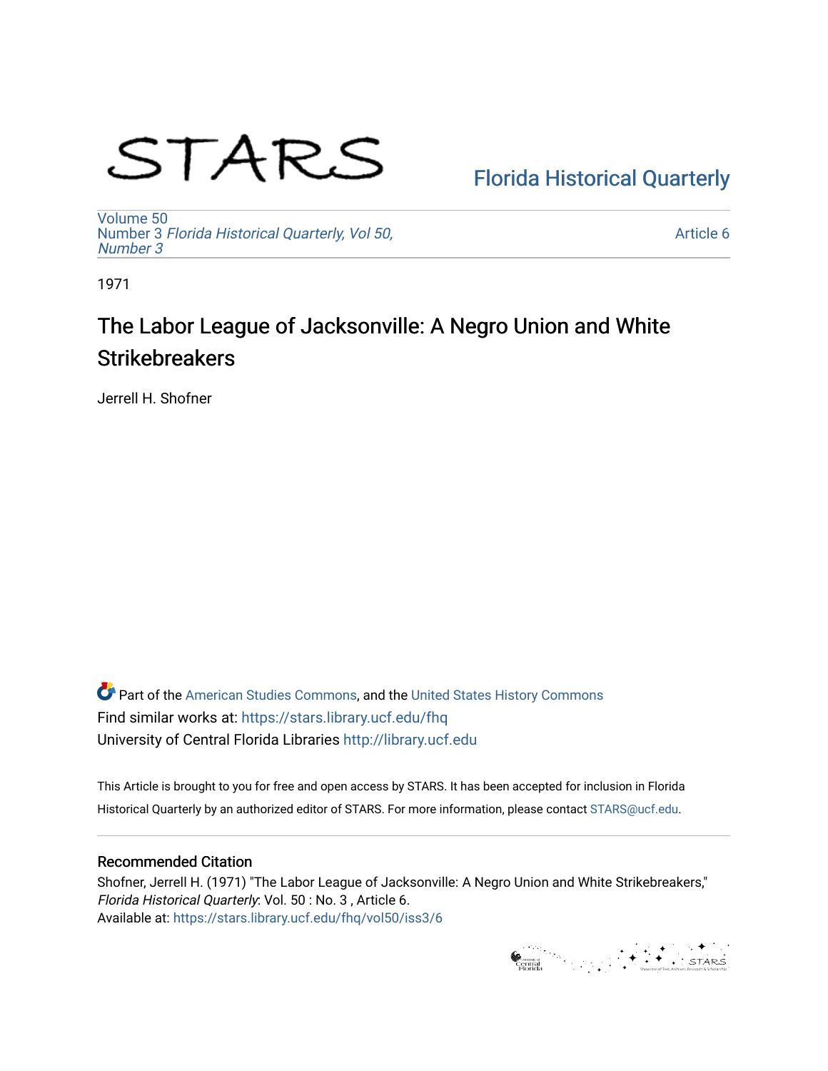STARS

Florida Historical Quarterly

Volume 50
Number 3 *Florida Historical Quarterly, Vol 50, Number 3*

Article 6

1971

# The Labor League of Jacksonville: A Negro Union and White Strikebreakers

Jerrell H. Shofner

Part of the American Studies Commons, and the United States History Commons
Find similar works at: https://stars.library.ucf.edu/fhq
University of Central Florida Libraries http://library.ucf.edu

This Article is brought to you for free and open access by STARS. It has been accepted for inclusion in Florida Historical Quarterly by an authorized editor of STARS. For more information, please contact STARS@ucf.edu.

## Recommended Citation

Shofner, Jerrell H. (1971) "The Labor League of Jacksonville: A Negro Union and White Strikebreakers," *Florida Historical Quarterly*: Vol. 50 : No. 3 , Article 6.
Available at: https://stars.library.ucf.edu/fhq/vol50/iss3/6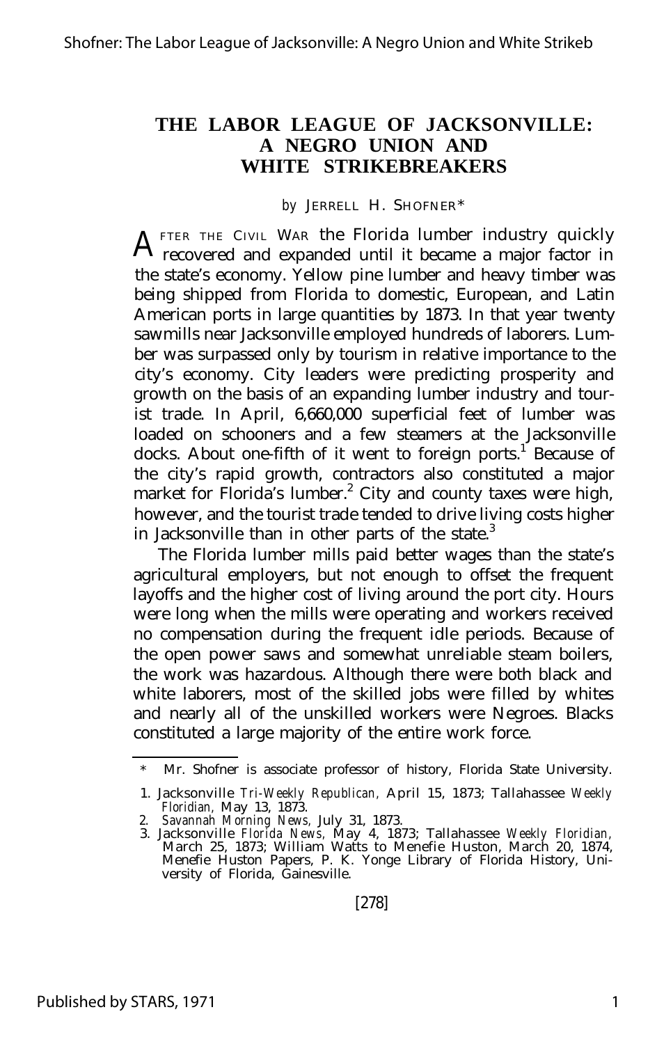# THE LABOR LEAGUE OF JACKSONVILLE: A NEGRO UNION AND WHITE STRIKEBREAKERS

*by* JERRELL H. SHOFNER*

AFTER THE CIVIL WAR the Florida lumber industry quickly recovered and expanded until it became a major factor in the state's economy. Yellow pine lumber and heavy timber was being shipped from Florida to domestic, European, and Latin American ports in large quantities by 1873. In that year twenty sawmills near Jacksonville employed hundreds of laborers. Lumber was surpassed only by tourism in relative importance to the city's economy. City leaders were predicting prosperity and growth on the basis of an expanding lumber industry and tourist trade. In April, 6,660,000 superficial feet of lumber was loaded on schooners and a few steamers at the Jacksonville docks. About one-fifth of it went to foreign ports.[1] Because of the city's rapid growth, contractors also constituted a major market for Florida's lumber.[2] City and county taxes were high, however, and the tourist trade tended to drive living costs higher in Jacksonville than in other parts of the state.[3]

The Florida lumber mills paid better wages than the state's agricultural employers, but not enough to offset the frequent layoffs and the higher cost of living around the port city. Hours were long when the mills were operating and workers received no compensation during the frequent idle periods. Because of the open power saws and somewhat unreliable steam boilers, the work was hazardous. Although there were both black and white laborers, most of the skilled jobs were filled by whites and nearly all of the unskilled workers were Negroes. Blacks constituted a large majority of the entire work force.

\* Mr. Shofner is associate professor of history, Florida State University.

1. Jacksonville *Tri-Weekly Republican,* April 15, 1873; Tallahassee *Weekly Floridian,* May 13, 1873.
2. *Savannah Morning News,* July 31, 1873.
3. Jacksonville *Florida News,* May 4, 1873; Tallahassee *Weekly Floridian,* March 25, 1873; William Watts to Menefie Huston, March 20, 1874, Menefie Huston Papers, P. K. Yonge Library of Florida History, University of Florida, Gainesville.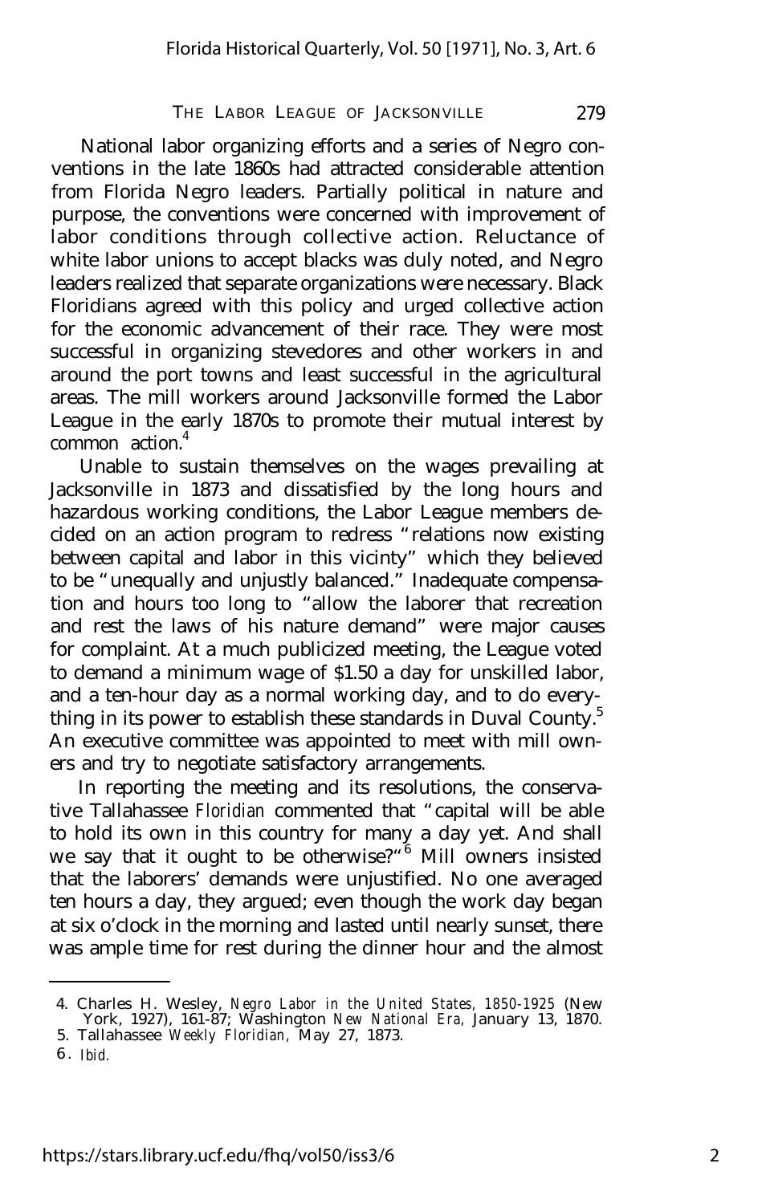National labor organizing efforts and a series of Negro conventions in the late 1860s had attracted considerable attention from Florida Negro leaders. Partially political in nature and purpose, the conventions were concerned with improvement of labor conditions through collective action. Reluctance of white labor unions to accept blacks was duly noted, and Negro leaders realized that separate organizations were necessary. Black Floridians agreed with this policy and urged collective action for the economic advancement of their race. They were most successful in organizing stevedores and other workers in and around the port towns and least successful in the agricultural areas. The mill workers around Jacksonville formed the Labor League in the early 1870s to promote their mutual interest by common action.[4]

Unable to sustain themselves on the wages prevailing at Jacksonville in 1873 and dissatisfied by the long hours and hazardous working conditions, the Labor League members decided on an action program to redress "relations now existing between capital and labor in this vicinty" which they believed to be "unequally and unjustly balanced." Inadequate compensation and hours too long to "allow the laborer that recreation and rest the laws of his nature demand" were major causes for complaint. At a much publicized meeting, the League voted to demand a minimum wage of $1.50 a day for unskilled labor, and a ten-hour day as a normal working day, and to do everything in its power to establish these standards in Duval County.[5] An executive committee was appointed to meet with mill owners and try to negotiate satisfactory arrangements.

In reporting the meeting and its resolutions, the conservative Tallahassee *Floridian* commented that "capital will be able to hold its own in this country for many a day yet. And shall we say that it ought to be otherwise?"[6] Mill owners insisted that the laborers' demands were unjustified. No one averaged ten hours a day, they argued; even though the work day began at six o'clock in the morning and lasted until nearly sunset, there was ample time for rest during the dinner hour and the almost

---

4. Charles H. Wesley, *Negro Labor in the United States, 1850-1925* (New York, 1927), 161-87; Washington *New National Era*, January 13, 1870.
5. Tallahassee *Weekly Floridian*, May 27, 1873.
6. *Ibid.*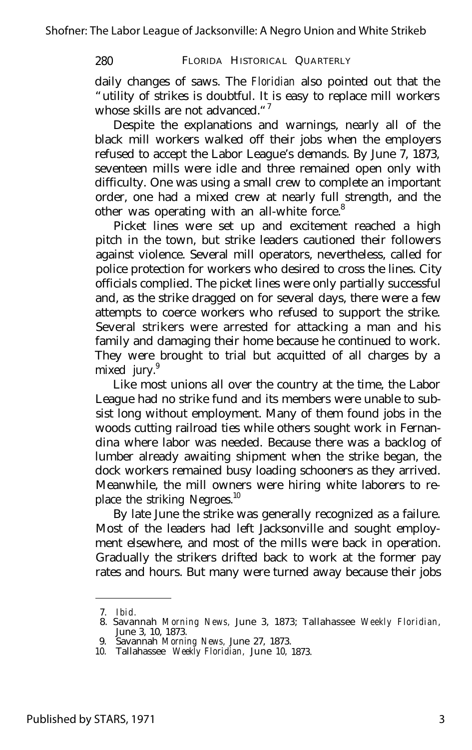daily changes of saws. The *Floridian* also pointed out that the "utility of strikes is doubtful. It is easy to replace mill workers whose skills are not advanced."[7]

Despite the explanations and warnings, nearly all of the black mill workers walked off their jobs when the employers refused to accept the Labor League's demands. By June 7, 1873, seventeen mills were idle and three remained open only with difficulty. One was using a small crew to complete an important order, one had a mixed crew at nearly full strength, and the other was operating with an all-white force.[8]

Picket lines were set up and excitement reached a high pitch in the town, but strike leaders cautioned their followers against violence. Several mill operators, nevertheless, called for police protection for workers who desired to cross the lines. City officials complied. The picket lines were only partially successful and, as the strike dragged on for several days, there were a few attempts to coerce workers who refused to support the strike. Several strikers were arrested for attacking a man and his family and damaging their home because he continued to work. They were brought to trial but acquitted of all charges by a mixed jury.[9]

Like most unions all over the country at the time, the Labor League had no strike fund and its members were unable to subsist long without employment. Many of them found jobs in the woods cutting railroad ties while others sought work in Fernandina where labor was needed. Because there was a backlog of lumber already awaiting shipment when the strike began, the dock workers remained busy loading schooners as they arrived. Meanwhile, the mill owners were hiring white laborers to replace the striking Negroes.[10]

By late June the strike was generally recognized as a failure. Most of the leaders had left Jacksonville and sought employment elsewhere, and most of the mills were back in operation. Gradually the strikers drifted back to work at the former pay rates and hours. But many were turned away because their jobs

7. *Ibid.*
8. Savannah *Morning News,* June 3, 1873; Tallahassee *Weekly Floridian,* June 3, 10, 1873.
9. Savannah *Morning News,* June 27, 1873.
10. Tallahassee *Weekly Floridian,* June 10, 1873.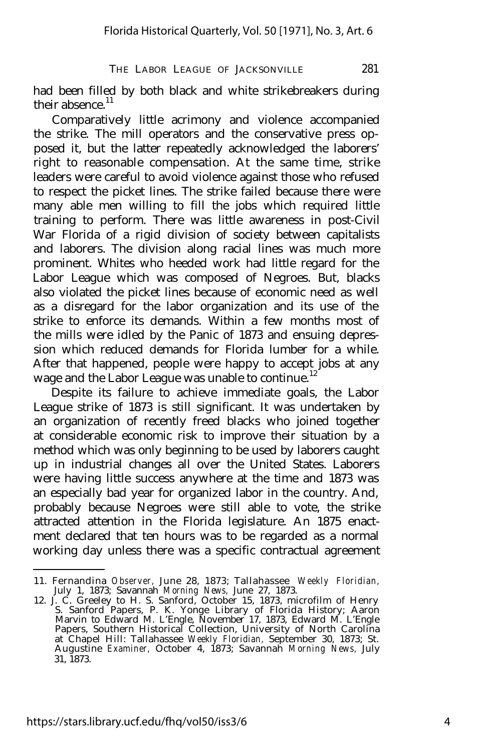had been filled by both black and white strikebreakers during their absence.[11]

Comparatively little acrimony and violence accompanied the strike. The mill operators and the conservative press opposed it, but the latter repeatedly acknowledged the laborers' right to reasonable compensation. At the same time, strike leaders were careful to avoid violence against those who refused to respect the picket lines. The strike failed because there were many able men willing to fill the jobs which required little training to perform. There was little awareness in post-Civil War Florida of a rigid division of society between capitalists and laborers. The division along racial lines was much more prominent. Whites who heeded work had little regard for the Labor League which was composed of Negroes. But, blacks also violated the picket lines because of economic need as well as a disregard for the labor organization and its use of the strike to enforce its demands. Within a few months most of the mills were idled by the Panic of 1873 and ensuing depression which reduced demands for Florida lumber for a while. After that happened, people were happy to accept jobs at any wage and the Labor League was unable to continue.[12]

Despite its failure to achieve immediate goals, the Labor League strike of 1873 is still significant. It was undertaken by an organization of recently freed blacks who joined together at considerable economic risk to improve their situation by a method which was only beginning to be used by laborers caught up in industrial changes all over the United States. Laborers were having little success anywhere at the time and 1873 was an especially bad year for organized labor in the country. And, probably because Negroes were still able to vote, the strike attracted attention in the Florida legislature. An 1875 enactment declared that ten hours was to be regarded as a normal working day unless there was a specific contractual agreement

---

11. Fernandina *Observer*, June 28, 1873; Tallahassee *Weekly Floridian*, July 1, 1873; Savannah *Morning News*, June 27, 1873.
12. J. C. Greeley to H. S. Sanford, October 15, 1873, microfilm of Henry S. Sanford Papers, P. K. Yonge Library of Florida History; Aaron Marvin to Edward M. L'Engle, November 17, 1873, Edward M. L'Engle Papers, Southern Historical Collection, University of North Carolina at Chapel Hill: Tallahassee *Weekly Floridian*, September 30, 1873; St. Augustine *Examiner*, October 4, 1873; Savannah *Morning News*, July 31, 1873.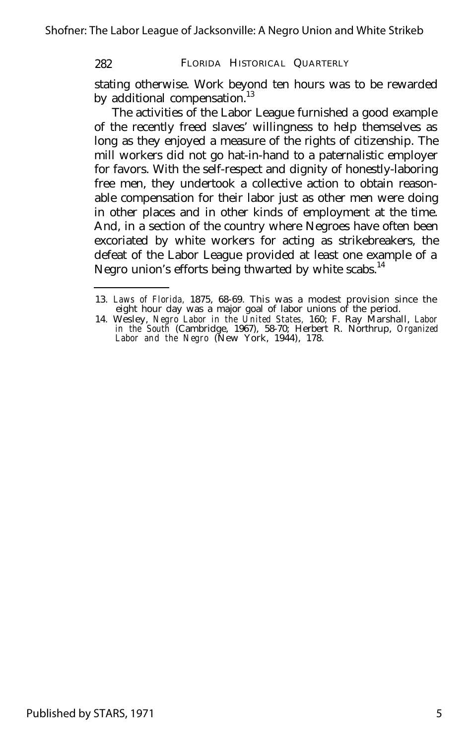stating otherwise. Work beyond ten hours was to be rewarded by additional compensation.[13]

The activities of the Labor League furnished a good example of the recently freed slaves' willingness to help themselves as long as they enjoyed a measure of the rights of citizenship. The mill workers did not go hat-in-hand to a paternalistic employer for favors. With the self-respect and dignity of honestly-laboring free men, they undertook a collective action to obtain reasonable compensation for their labor just as other men were doing in other places and in other kinds of employment at the time. And, in a section of the country where Negroes have often been excoriated by white workers for acting as strikebreakers, the defeat of the Labor League provided at least one example of a Negro union's efforts being thwarted by white scabs.[14]

---

13. *Laws of Florida,* 1875, 68-69. This was a modest provision since the eight hour day was a major goal of labor unions of the period.
14. Wesley, *Negro Labor in the United States,* 160; F. Ray Marshall, *Labor in the South* (Cambridge, 1967), 58-70; Herbert R. Northrup, *Organized Labor and the Negro* (New York, 1944), 178.